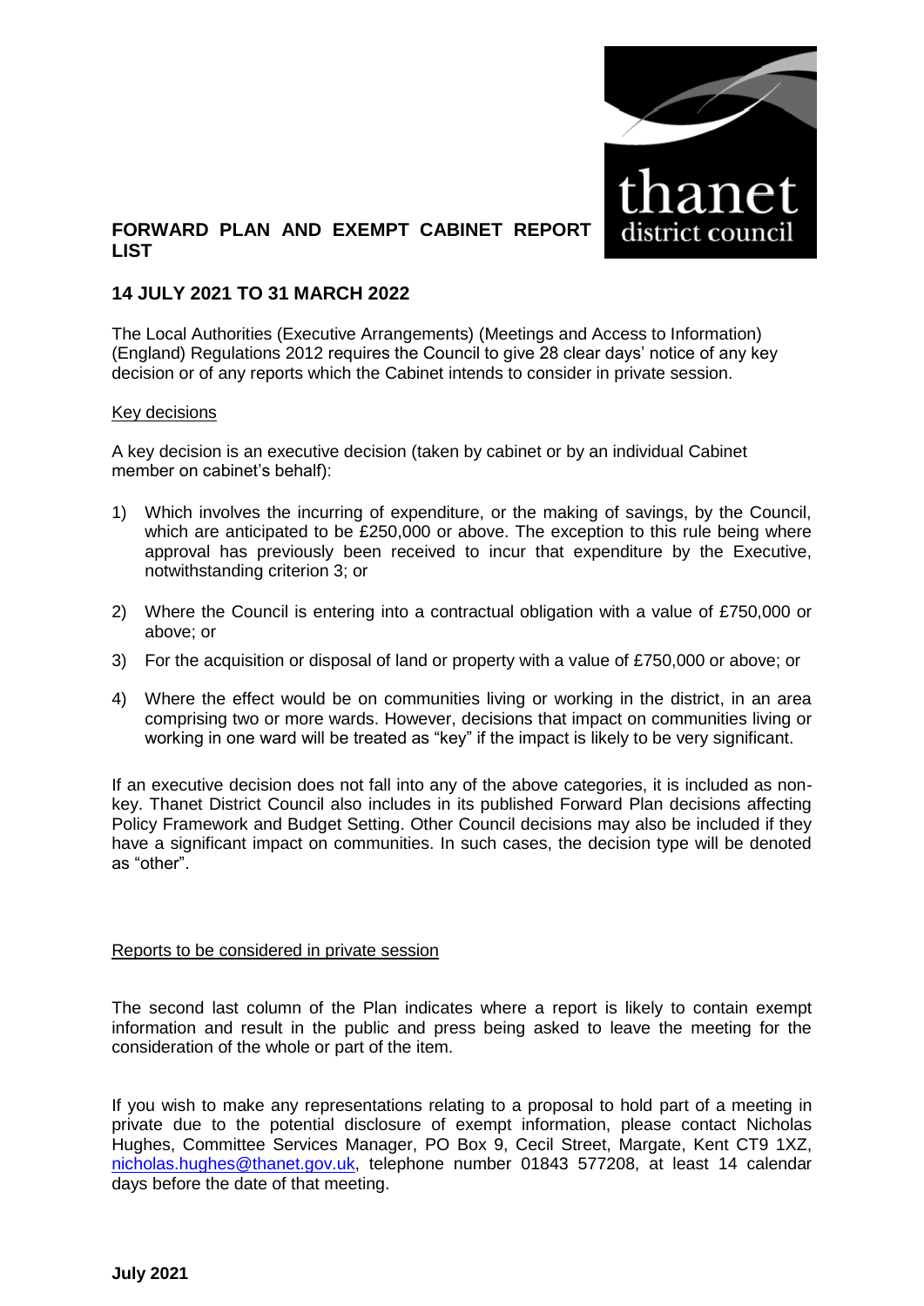# FORWARD PLAN AND EXEMPT CABINET REPORT LIST

## 14 JULY 2021 TO 31 MARCH 2022

The Local Authorities (Executive Arrangements) (Meetings and Access to Information) (England) Regulations 2012 requires the Council to give 28 clear days' notice of any key decision or of any reports which the Cabinet intends to consider in private session.

### Key decisions

A key decision is an executive decision (taken by cabinet or by an individual Cabinet member on cabinet's behalf):

1) Which involves the incurring of expenditure, or the making of savings, by the Council, which are anticipated to be £250,000 or above. The exception to this rule being where approval has previously been received to incur that expenditure by the Executive, notwithstanding criterion 3; or
2) Where the Council is entering into a contractual obligation with a value of £750,000 or above; or
3) For the acquisition or disposal of land or property with a value of £750,000 or above; or
4) Where the effect would be on communities living or working in the district, in an area comprising two or more wards. However, decisions that impact on communities living or working in one ward will be treated as "key" if the impact is likely to be very significant.

If an executive decision does not fall into any of the above categories, it is included as non-key. Thanet District Council also includes in its published Forward Plan decisions affecting Policy Framework and Budget Setting. Other Council decisions may also be included if they have a significant impact on communities. In such cases, the decision type will be denoted as "other".

### Reports to be considered in private session

The second last column of the Plan indicates where a report is likely to contain exempt information and result in the public and press being asked to leave the meeting for the consideration of the whole or part of the item.

If you wish to make any representations relating to a proposal to hold part of a meeting in private due to the potential disclosure of exempt information, please contact Nicholas Hughes, Committee Services Manager, PO Box 9, Cecil Street, Margate, Kent CT9 1XZ, nicholas.hughes@thanet.gov.uk, telephone number 01843 577208, at least 14 calendar days before the date of that meeting.

**July 2021**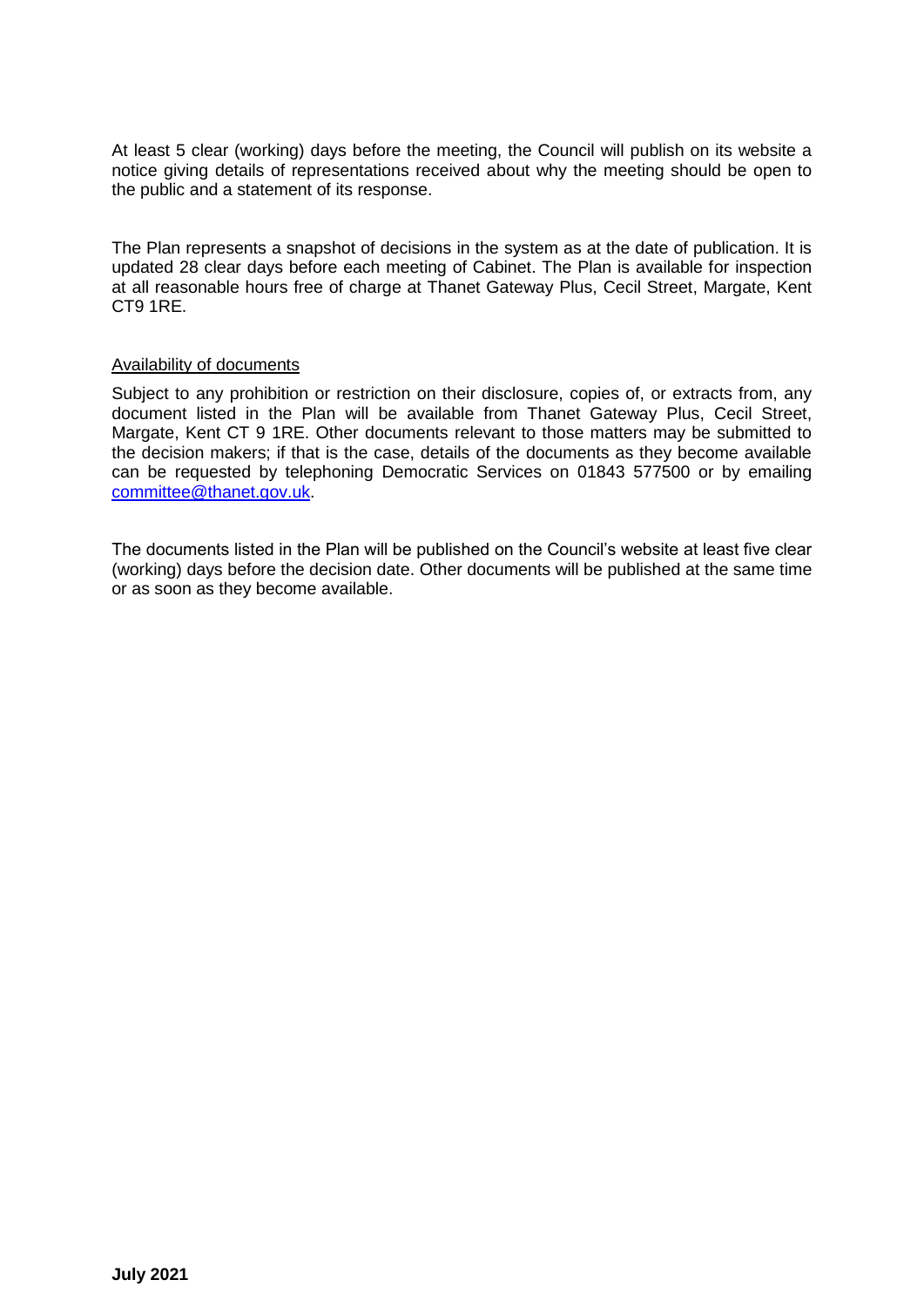At least 5 clear (working) days before the meeting, the Council will publish on its website a notice giving details of representations received about why the meeting should be open to the public and a statement of its response.

The Plan represents a snapshot of decisions in the system as at the date of publication. It is updated 28 clear days before each meeting of Cabinet. The Plan is available for inspection at all reasonable hours free of charge at Thanet Gateway Plus, Cecil Street, Margate, Kent CT9 1RE.

Availability of documents

Subject to any prohibition or restriction on their disclosure, copies of, or extracts from, any document listed in the Plan will be available from Thanet Gateway Plus, Cecil Street, Margate, Kent CT 9 1RE. Other documents relevant to those matters may be submitted to the decision makers; if that is the case, details of the documents as they become available can be requested by telephoning Democratic Services on 01843 577500 or by emailing [committee@thanet.gov.uk](mailto:committee@thanet.gov.uk).

The documents listed in the Plan will be published on the Council's website at least five clear (working) days before the decision date. Other documents will be published at the same time or as soon as they become available.

**July 2021**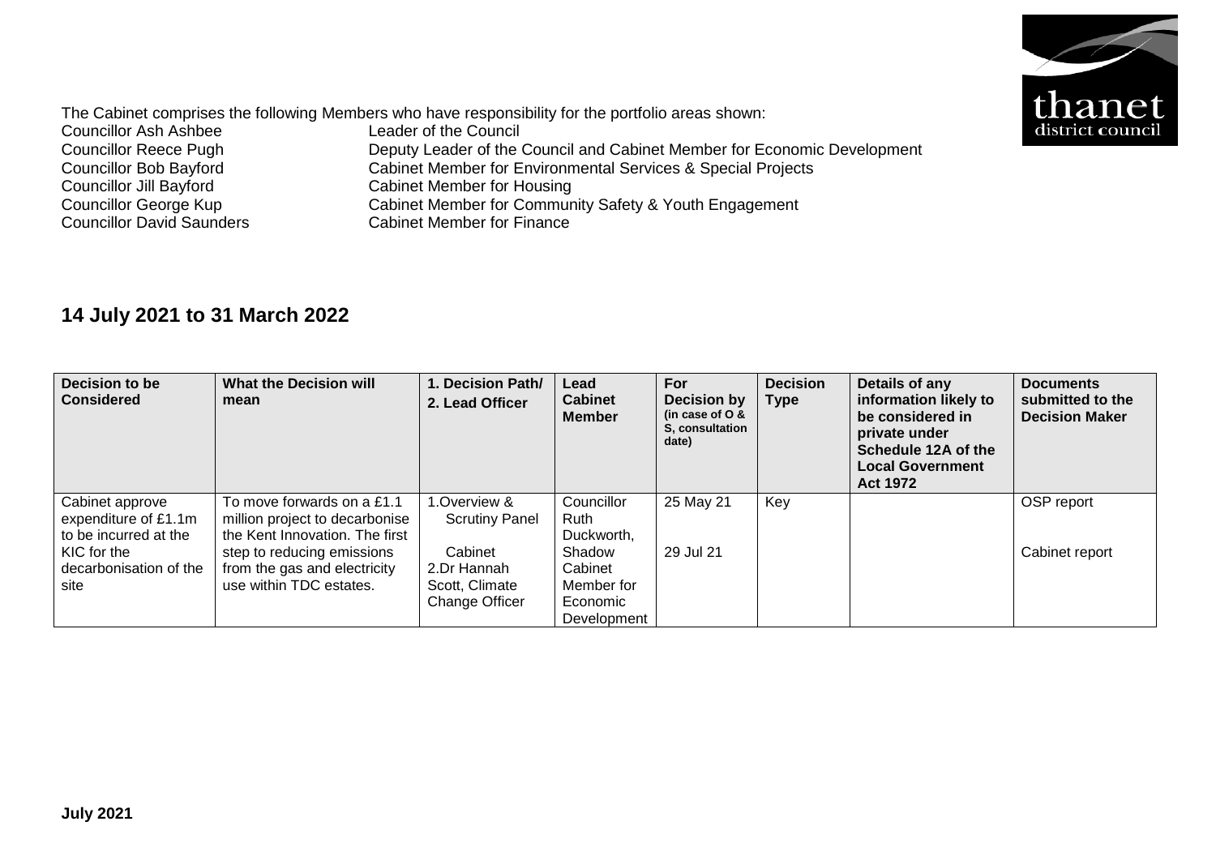The Cabinet comprises the following Members who have responsibility for the portfolio areas shown:

| | |
|---|---|
| Councillor Ash Ashbee | Leader of the Council |
| Councillor Reece Pugh | Deputy Leader of the Council and Cabinet Member for Economic Development |
| Councillor Bob Bayford | Cabinet Member for Environmental Services & Special Projects |
| Councillor Jill Bayford | Cabinet Member for Housing |
| Councillor George Kup | Cabinet Member for Community Safety & Youth Engagement |
| Councillor David Saunders | Cabinet Member for Finance |

## 14 July 2021 to 31 March 2022

| Decision to be Considered | What the Decision will mean | 1. Decision Path/ 2. Lead Officer | Lead Cabinet Member | For Decision by (in case of O & S, consultation date) | Decision Type | Details of any information likely to be considered in private under Schedule 12A of the Local Government Act 1972 | Documents submitted to the Decision Maker |
|---|---|---|---|---|---|---|---|
| Cabinet approve expenditure of £1.1m to be incurred at the KIC for the decarbonisation of the site | To move forwards on a £1.1 million project to decarbonise the Kent Innovation. The first step to reducing emissions from the gas and electricity use within TDC estates. | 1.Overview & Scrutiny Panel<br><br>Cabinet<br>2.Dr Hannah Scott, Climate Change Officer | Councillor Ruth Duckworth, Shadow Cabinet Member for Economic Development | 25 May 21<br><br>29 Jul 21 | Key | | OSP report<br><br>Cabinet report |

**July 2021**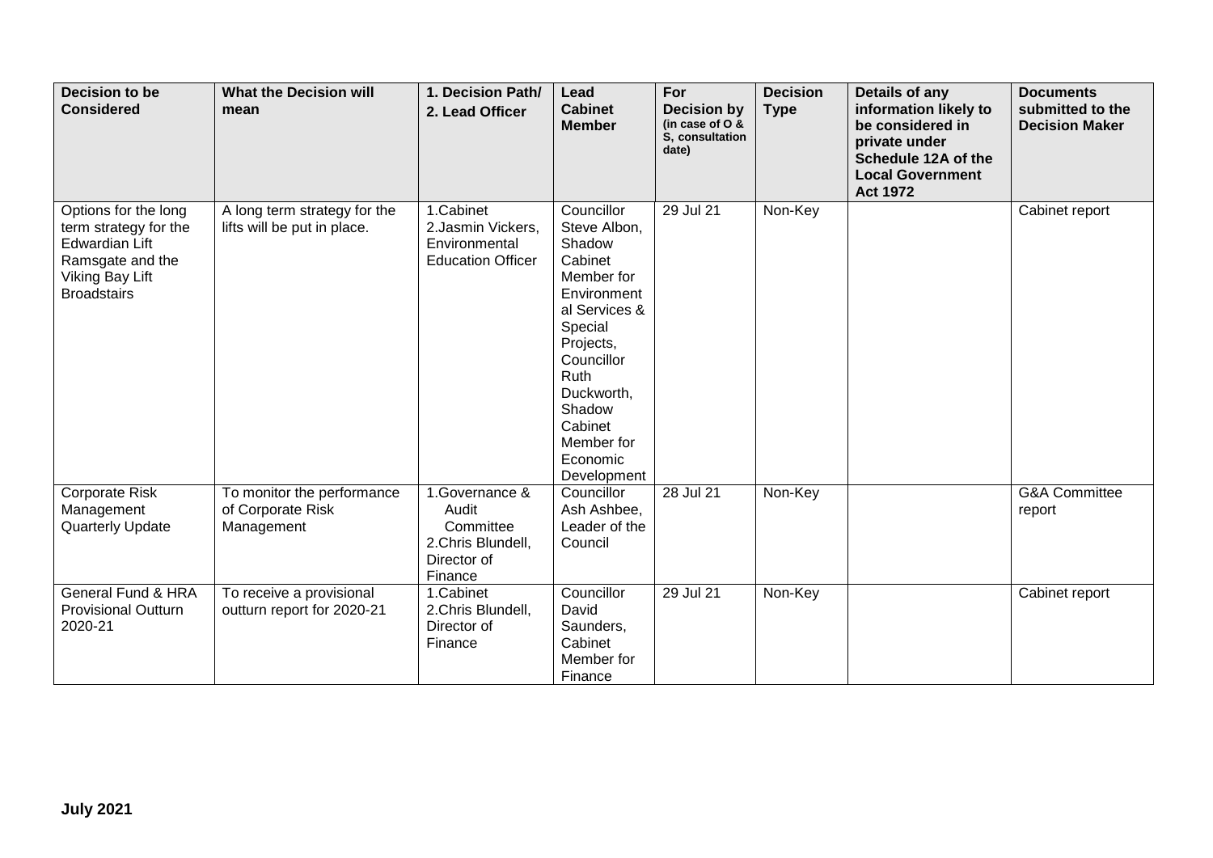| Decision to be Considered | What the Decision will mean | 1. Decision Path/ 2. Lead Officer | Lead Cabinet Member | For Decision by (in case of O & S, consultation date) | Decision Type | Details of any information likely to be considered in private under Schedule 12A of the Local Government Act 1972 | Documents submitted to the Decision Maker |
|---|---|---|---|---|---|---|---|
| Options for the long term strategy for the Edwardian Lift Ramsgate and the Viking Bay Lift Broadstairs | A long term strategy for the lifts will be put in place. | 1.Cabinet 2.Jasmin Vickers, Environmental Education Officer | Councillor Steve Albon, Shadow Cabinet Member for Environmental Services & Special Projects, Councillor Ruth Duckworth, Shadow Cabinet Member for Economic Development | 29 Jul 21 | Non-Key | | Cabinet report |
| Corporate Risk Management Quarterly Update | To monitor the performance of Corporate Risk Management | 1.Governance & Audit Committee 2.Chris Blundell, Director of Finance | Councillor Ash Ashbee, Leader of the Council | 28 Jul 21 | Non-Key | | G&A Committee report |
| General Fund & HRA Provisional Outturn 2020-21 | To receive a provisional outturn report for 2020-21 | 1.Cabinet 2.Chris Blundell, Director of Finance | Councillor David Saunders, Cabinet Member for Finance | 29 Jul 21 | Non-Key | | Cabinet report |

**July 2021**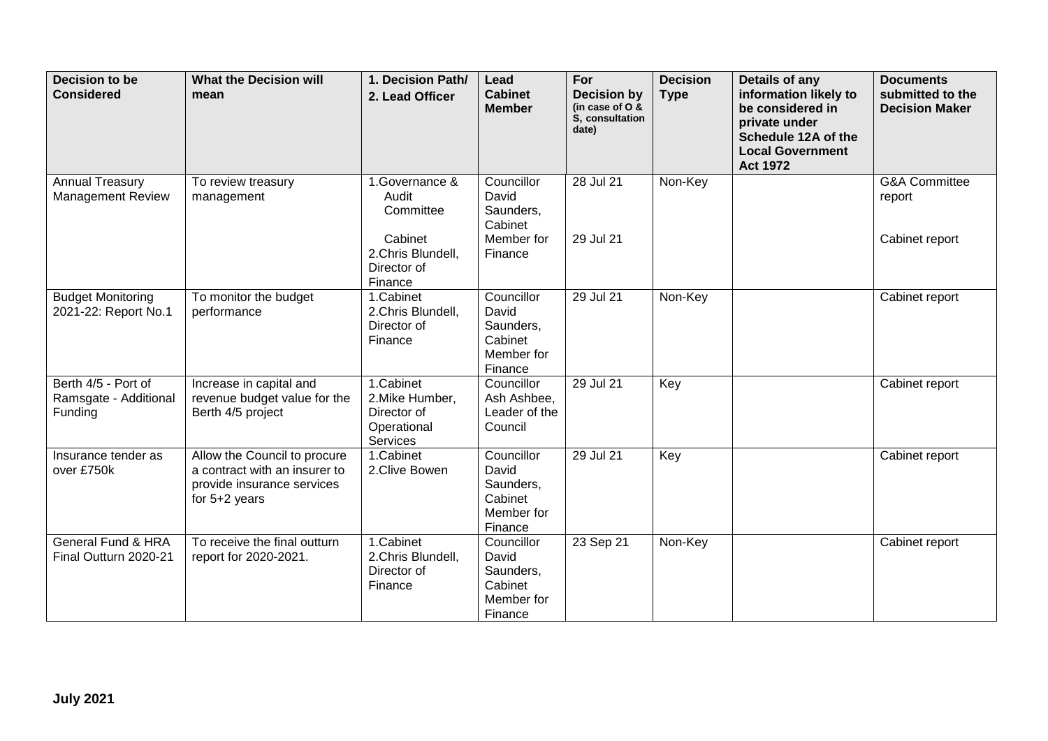| Decision to be Considered | What the Decision will mean | 1. Decision Path/ 2. Lead Officer | Lead Cabinet Member | For Decision by (in case of O & S, consultation date) | Decision Type | Details of any information likely to be considered in private under Schedule 12A of the Local Government Act 1972 | Documents submitted to the Decision Maker |
|---|---|---|---|---|---|---|---|
| Annual Treasury Management Review | To review treasury management | 1.Governance & Audit Committee<br><br>Cabinet<br>2.Chris Blundell, Director of Finance | Councillor David Saunders, Cabinet Member for Finance | 28 Jul 21<br><br>29 Jul 21 | Non-Key | | G&A Committee report<br><br>Cabinet report |
| Budget Monitoring 2021-22: Report No.1 | To monitor the budget performance | 1.Cabinet<br>2.Chris Blundell, Director of Finance | Councillor David Saunders, Cabinet Member for Finance | 29 Jul 21 | Non-Key | | Cabinet report |
| Berth 4/5 - Port of Ramsgate - Additional Funding | Increase in capital and revenue budget value for the Berth 4/5 project | 1.Cabinet<br>2.Mike Humber, Director of Operational Services | Councillor Ash Ashbee, Leader of the Council | 29 Jul 21 | Key | | Cabinet report |
| Insurance tender as over £750k | Allow the Council to procure a contract with an insurer to provide insurance services for 5+2 years | 1.Cabinet<br>2.Clive Bowen | Councillor David Saunders, Cabinet Member for Finance | 29 Jul 21 | Key | | Cabinet report |
| General Fund & HRA Final Outturn 2020-21 | To receive the final outturn report for 2020-2021. | 1.Cabinet<br>2.Chris Blundell, Director of Finance | Councillor David Saunders, Cabinet Member for Finance | 23 Sep 21 | Non-Key | | Cabinet report |

**July 2021**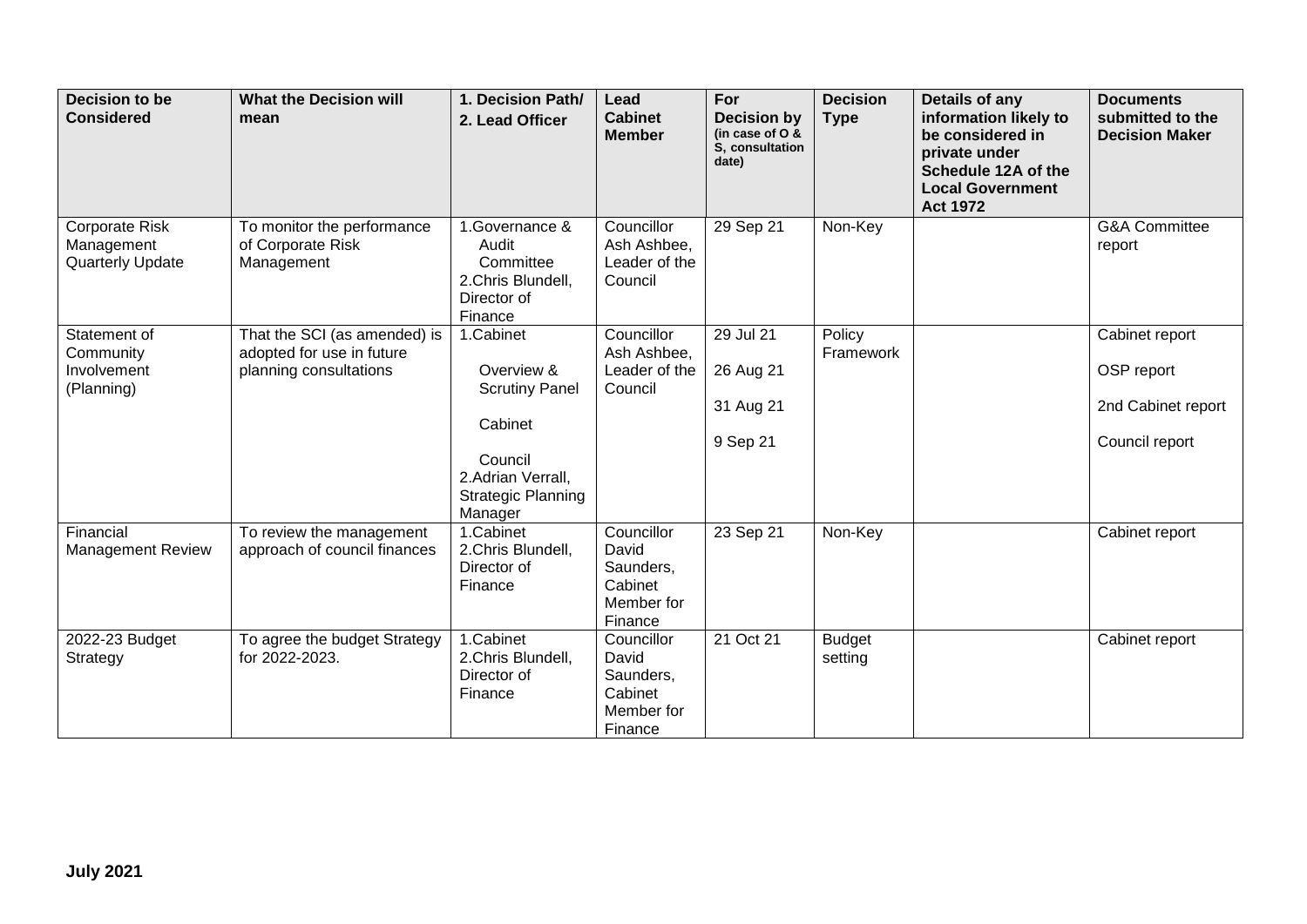| Decision to be Considered | What the Decision will mean | 1. Decision Path/ 2. Lead Officer | Lead Cabinet Member | For Decision by (in case of O & S, consultation date) | Decision Type | Details of any information likely to be considered in private under Schedule 12A of the Local Government Act 1972 | Documents submitted to the Decision Maker |
|---|---|---|---|---|---|---|---|
| Corporate Risk Management Quarterly Update | To monitor the performance of Corporate Risk Management | 1.Governance & Audit Committee<br>2.Chris Blundell, Director of Finance | Councillor Ash Ashbee, Leader of the Council | 29 Sep 21 | Non-Key | | G&A Committee report |
| Statement of Community Involvement (Planning) | That the SCI (as amended) is adopted for use in future planning consultations | 1.Cabinet<br>Overview & Scrutiny Panel<br>Cabinet<br>Council<br>2.Adrian Verrall, Strategic Planning Manager | Councillor Ash Ashbee, Leader of the Council | 29 Jul 21<br>26 Aug 21<br>31 Aug 21<br>9 Sep 21 | Policy Framework | | Cabinet report<br>OSP report<br>2nd Cabinet report<br>Council report |
| Financial Management Review | To review the management approach of council finances | 1.Cabinet<br>2.Chris Blundell, Director of Finance | Councillor David Saunders, Cabinet Member for Finance | 23 Sep 21 | Non-Key | | Cabinet report |
| 2022-23 Budget Strategy | To agree the budget Strategy for 2022-2023. | 1.Cabinet<br>2.Chris Blundell, Director of Finance | Councillor David Saunders, Cabinet Member for Finance | 21 Oct 21 | Budget setting | | Cabinet report |

**July 2021**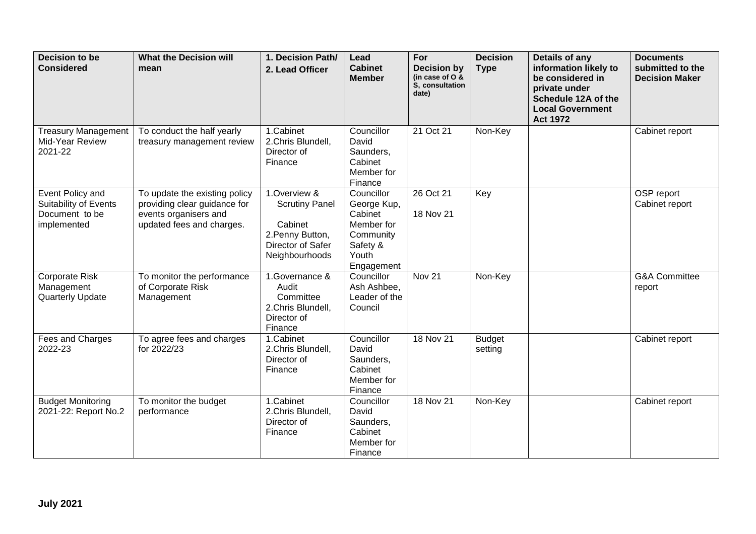| Decision to be Considered | What the Decision will mean | 1. Decision Path/ 2. Lead Officer | Lead Cabinet Member | For Decision by (in case of O & S, consultation date) | Decision Type | Details of any information likely to be considered in private under Schedule 12A of the Local Government Act 1972 | Documents submitted to the Decision Maker |
|---|---|---|---|---|---|---|---|
| Treasury Management Mid-Year Review 2021-22 | To conduct the half yearly treasury management review | 1.Cabinet 2.Chris Blundell, Director of Finance | Councillor David Saunders, Cabinet Member for Finance | 21 Oct 21 | Non-Key | | Cabinet report |
| Event Policy and Suitability of Events Document to be implemented | To update the existing policy providing clear guidance for events organisers and updated fees and charges. | 1.Overview & Scrutiny Panel Cabinet 2.Penny Button, Director of Safer Neighbourhoods | Councillor George Kup, Cabinet Member for Community Safety & Youth Engagement | 26 Oct 21 18 Nov 21 | Key | | OSP report Cabinet report |
| Corporate Risk Management Quarterly Update | To monitor the performance of Corporate Risk Management | 1.Governance & Audit Committee 2.Chris Blundell, Director of Finance | Councillor Ash Ashbee, Leader of the Council | Nov 21 | Non-Key | | G&A Committee report |
| Fees and Charges 2022-23 | To agree fees and charges for 2022/23 | 1.Cabinet 2.Chris Blundell, Director of Finance | Councillor David Saunders, Cabinet Member for Finance | 18 Nov 21 | Budget setting | | Cabinet report |
| Budget Monitoring 2021-22: Report No.2 | To monitor the budget performance | 1.Cabinet 2.Chris Blundell, Director of Finance | Councillor David Saunders, Cabinet Member for Finance | 18 Nov 21 | Non-Key | | Cabinet report |

**July 2021**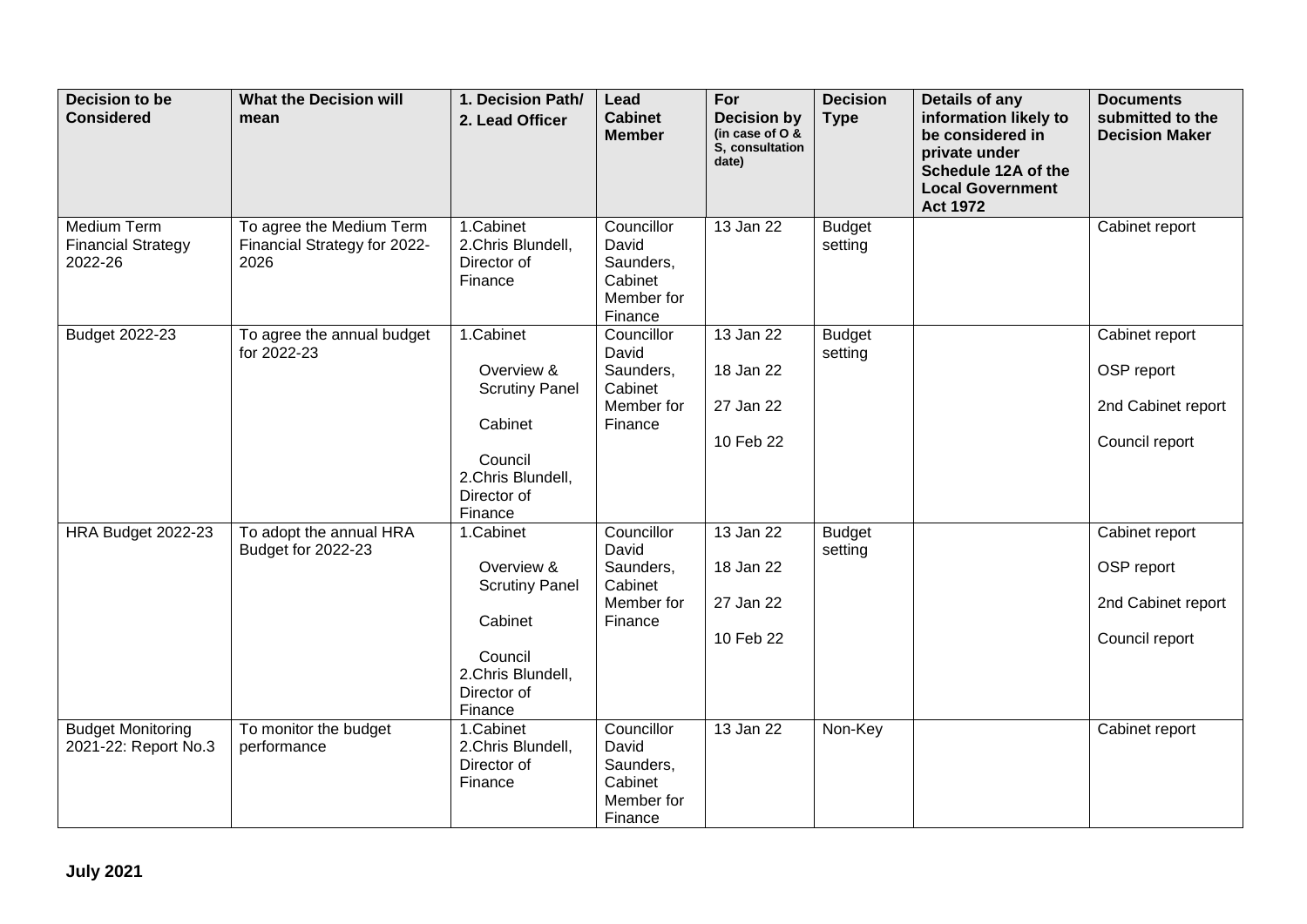| Decision to be Considered | What the Decision will mean | 1. Decision Path/ 2. Lead Officer | Lead Cabinet Member | For Decision by (in case of O & S, consultation date) | Decision Type | Details of any information likely to be considered in private under Schedule 12A of the Local Government Act 1972 | Documents submitted to the Decision Maker |
|---|---|---|---|---|---|---|---|
| Medium Term Financial Strategy 2022-26 | To agree the Medium Term Financial Strategy for 2022-2026 | 1.Cabinet 2.Chris Blundell, Director of Finance | Councillor David Saunders, Cabinet Member for Finance | 13 Jan 22 | Budget setting | | Cabinet report |
| Budget 2022-23 | To agree the annual budget for 2022-23 | 1.Cabinet Overview & Scrutiny Panel Cabinet Council 2.Chris Blundell, Director of Finance | Councillor David Saunders, Cabinet Member for Finance | 13 Jan 22 18 Jan 22 27 Jan 22 10 Feb 22 | Budget setting | | Cabinet report OSP report 2nd Cabinet report Council report |
| HRA Budget 2022-23 | To adopt the annual HRA Budget for 2022-23 | 1.Cabinet Overview & Scrutiny Panel Cabinet Council 2.Chris Blundell, Director of Finance | Councillor David Saunders, Cabinet Member for Finance | 13 Jan 22 18 Jan 22 27 Jan 22 10 Feb 22 | Budget setting | | Cabinet report OSP report 2nd Cabinet report Council report |
| Budget Monitoring 2021-22: Report No.3 | To monitor the budget performance | 1.Cabinet 2.Chris Blundell, Director of Finance | Councillor David Saunders, Cabinet Member for Finance | 13 Jan 22 | Non-Key | | Cabinet report |

**July 2021**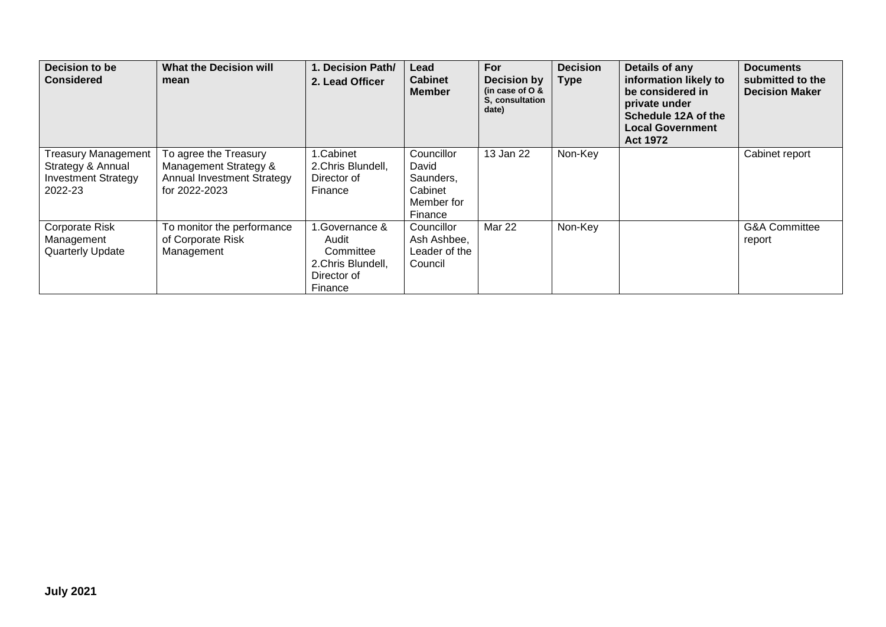| Decision to be Considered | What the Decision will mean | 1. Decision Path/ 2. Lead Officer | Lead Cabinet Member | For Decision by (in case of O & S, consultation date) | Decision Type | Details of any information likely to be considered in private under Schedule 12A of the Local Government Act 1972 | Documents submitted to the Decision Maker |
|---|---|---|---|---|---|---|---|
| Treasury Management Strategy & Annual Investment Strategy 2022-23 | To agree the Treasury Management Strategy & Annual Investment Strategy for 2022-2023 | 1.Cabinet 2.Chris Blundell, Director of Finance | Councillor David Saunders, Cabinet Member for Finance | 13 Jan 22 | Non-Key | | Cabinet report |
| Corporate Risk Management Quarterly Update | To monitor the performance of Corporate Risk Management | 1.Governance & Audit Committee 2.Chris Blundell, Director of Finance | Councillor Ash Ashbee, Leader of the Council | Mar 22 | Non-Key | | G&A Committee report |

**July 2021**